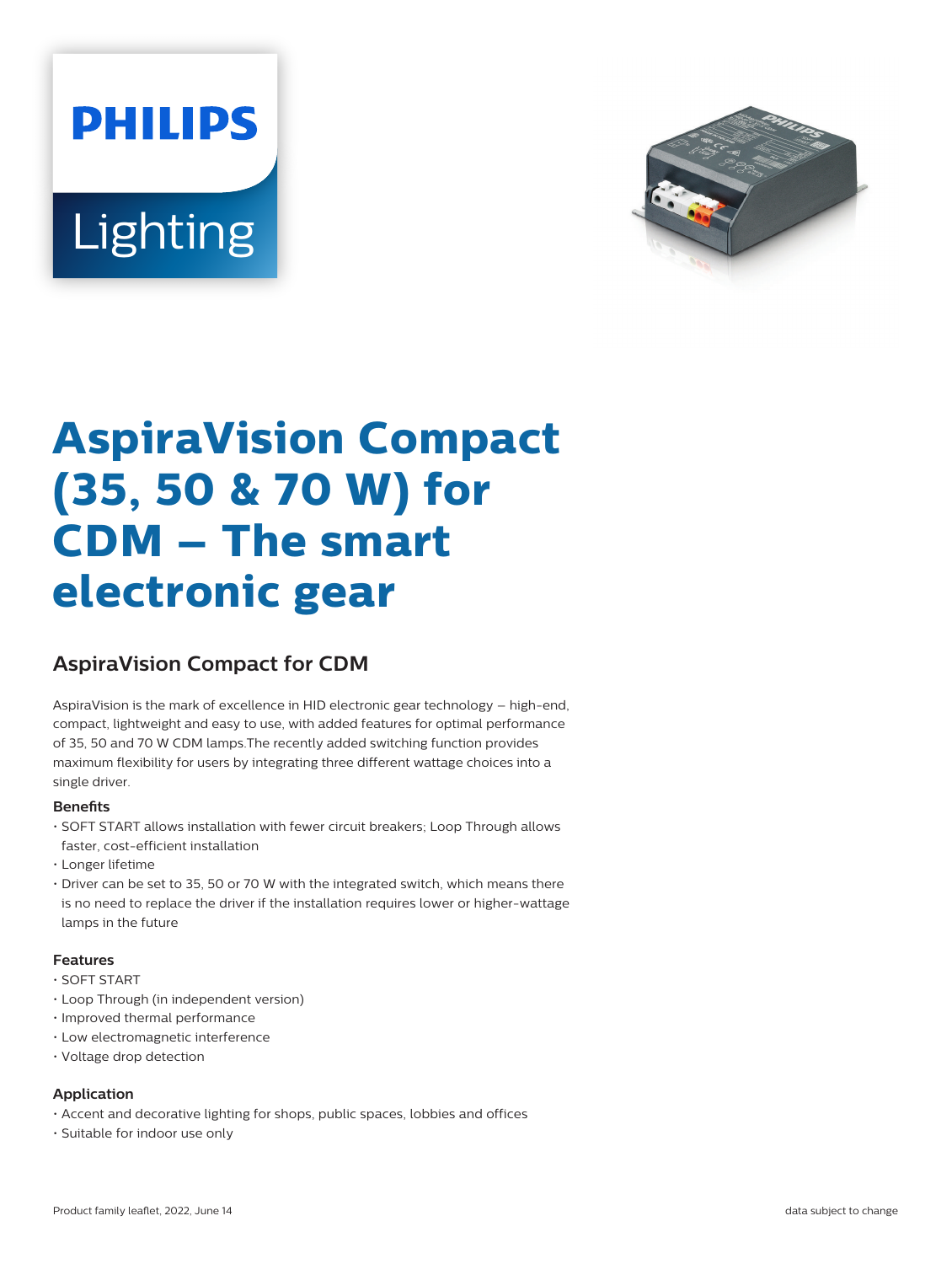# AspiraVision Compact (35, 50 & 70 W) for CDM – The smart electronic gear

## AspiraVision Compact for CDM

AspiraVision is the mark of excellence in HID electronic gear technology – high-end, compact, lightweight and easy to use, with added features for optimal performance of 35, 50 and 70 W CDM lamps.The recently added switching function provides maximum flexibility for users by integrating three different wattage choices into a single driver.

### Benefits

- SOFT START allows installation with fewer circuit breakers; Loop Through allows faster, cost-efficient installation
- Longer lifetime
- Driver can be set to 35, 50 or 70 W with the integrated switch, which means there is no need to replace the driver if the installation requires lower or higher-wattage lamps in the future

### Features

- SOFT START
- Loop Through (in independent version)
- Improved thermal performance
- Low electromagnetic interference
- Voltage drop detection

### Application

- Accent and decorative lighting for shops, public spaces, lobbies and offices
- Suitable for indoor use only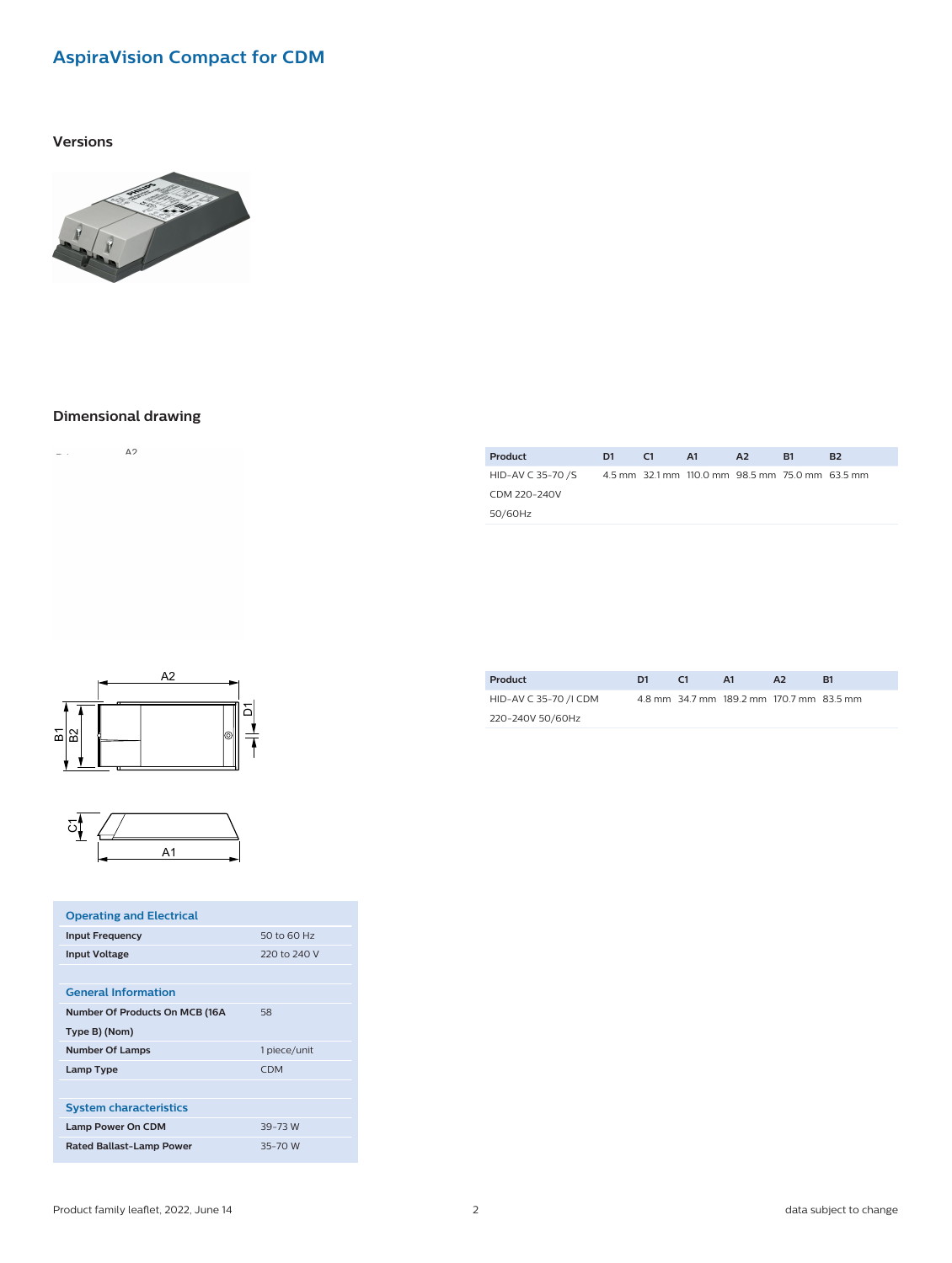## AspiraVision Compact for CDM

### Versions

### Dimensional drawing

| Product | D1 | C1 | A1 | A2 | B1 | B2 |
| --- | --- | --- | --- | --- | --- | --- |
| HID-AV C 35-70 /S CDM 220-240V 50/60Hz | 4.5 mm | 32.1 mm | 110.0 mm | 98.5 mm | 75.0 mm | 63.5 mm |

| Product | D1 | C1 | A1 | A2 | B1 |
| --- | --- | --- | --- | --- | --- |
| HID-AV C 35-70 /I CDM 220-240V 50/60Hz | 4.8 mm | 34.7 mm | 189.2 mm | 170.7 mm | 83.5 mm |

| Operating and Electrical | |
| --- | --- |
| Input Frequency | 50 to 60 Hz |
| Input Voltage | 220 to 240 V |
| **General Information** | |
| Number Of Products On MCB (16A Type B) (Nom) | 58 |
| Number Of Lamps | 1 piece/unit |
| Lamp Type | CDM |
| **System characteristics** | |
| Lamp Power On CDM | 39-73 W |
| Rated Ballast-Lamp Power | 35-70 W |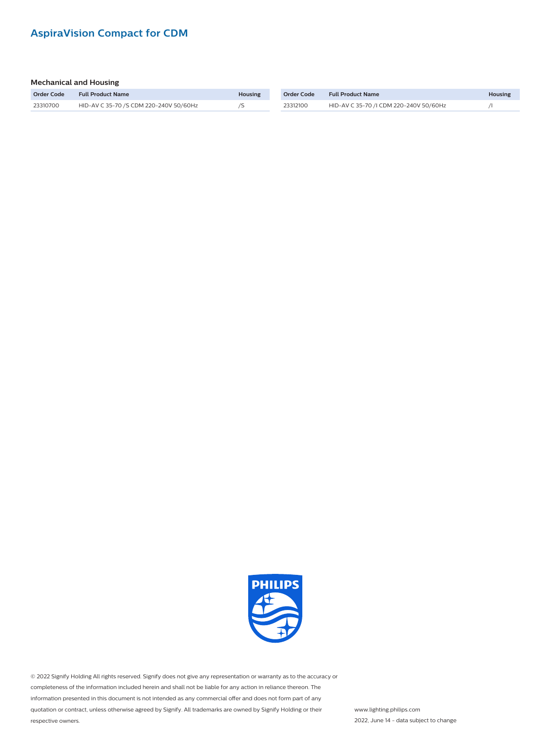# AspiraVision Compact for CDM

### Mechanical and Housing

| Order Code | Full Product Name | Housing |
|---|---|---|
| 23310700 | HID-AV C 35-70 /S CDM 220-240V 50/60Hz | /S |
| 23312100 | HID-AV C 35-70 /I CDM 220-240V 50/60Hz | /I |

© 2022 Signify Holding All rights reserved. Signify does not give any representation or warranty as to the accuracy or completeness of the information included herein and shall not be liable for any action in reliance thereon. The information presented in this document is not intended as any commercial offer and does not form part of any quotation or contract, unless otherwise agreed by Signify. All trademarks are owned by Signify Holding or their respective owners.

www.lighting.philips.com

2022, June 14 - data subject to change